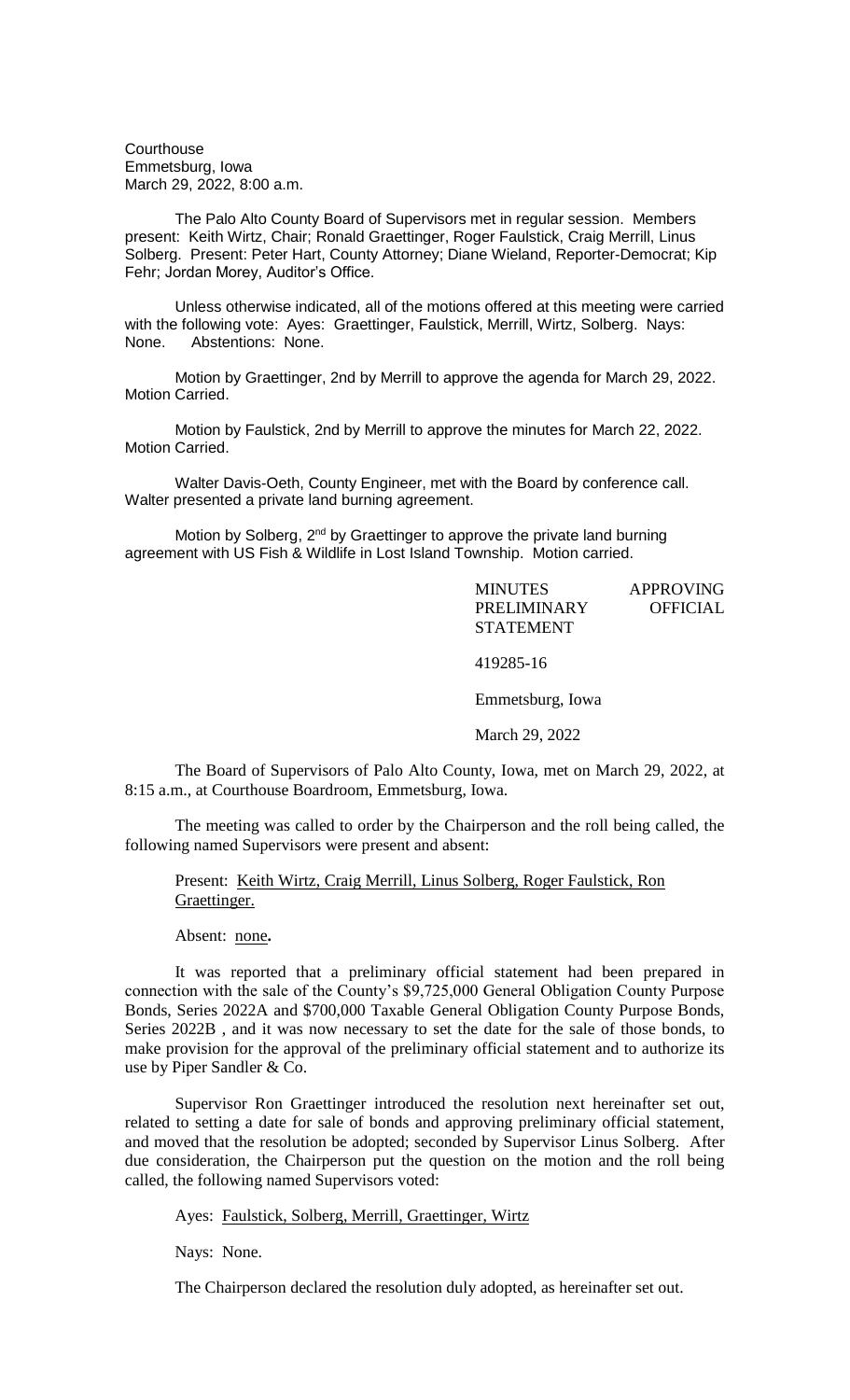Courthouse
Emmetsburg, Iowa
March 29, 2022, 8:00 a.m.

The Palo Alto County Board of Supervisors met in regular session. Members present: Keith Wirtz, Chair; Ronald Graettinger, Roger Faulstick, Craig Merrill, Linus Solberg. Present: Peter Hart, County Attorney; Diane Wieland, Reporter-Democrat; Kip Fehr; Jordan Morey, Auditor's Office.

Unless otherwise indicated, all of the motions offered at this meeting were carried with the following vote: Ayes: Graettinger, Faulstick, Merrill, Wirtz, Solberg. Nays: None. Abstentions: None.

Motion by Graettinger, 2nd by Merrill to approve the agenda for March 29, 2022. Motion Carried.

Motion by Faulstick, 2nd by Merrill to approve the minutes for March 22, 2022. Motion Carried.

Walter Davis-Oeth, County Engineer, met with the Board by conference call. Walter presented a private land burning agreement.

Motion by Solberg, 2nd by Graettinger to approve the private land burning agreement with US Fish & Wildlife in Lost Island Township. Motion carried.

MINUTES APPROVING PRELIMINARY OFFICIAL STATEMENT

419285-16

Emmetsburg, Iowa

March 29, 2022

The Board of Supervisors of Palo Alto County, Iowa, met on March 29, 2022, at 8:15 a.m., at Courthouse Boardroom, Emmetsburg, Iowa.

The meeting was called to order by the Chairperson and the roll being called, the following named Supervisors were present and absent:

Present: Keith Wirtz, Craig Merrill, Linus Solberg, Roger Faulstick, Ron Graettinger.

Absent: none**.**

It was reported that a preliminary official statement had been prepared in connection with the sale of the County's $9,725,000 General Obligation County Purpose Bonds, Series 2022A and $700,000 Taxable General Obligation County Purpose Bonds, Series 2022B , and it was now necessary to set the date for the sale of those bonds, to make provision for the approval of the preliminary official statement and to authorize its use by Piper Sandler & Co.

Supervisor Ron Graettinger introduced the resolution next hereinafter set out, related to setting a date for sale of bonds and approving preliminary official statement, and moved that the resolution be adopted; seconded by Supervisor Linus Solberg. After due consideration, the Chairperson put the question on the motion and the roll being called, the following named Supervisors voted:

Ayes: Faulstick, Solberg, Merrill, Graettinger, Wirtz

Nays: None.

The Chairperson declared the resolution duly adopted, as hereinafter set out.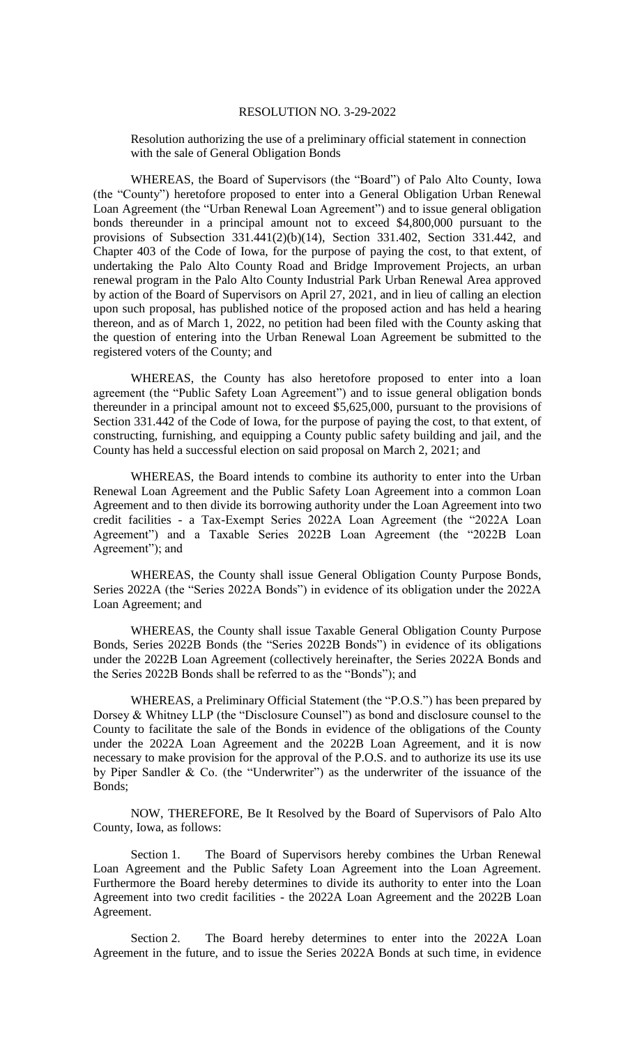RESOLUTION NO. 3-29-2022

Resolution authorizing the use of a preliminary official statement in connection with the sale of General Obligation Bonds

WHEREAS, the Board of Supervisors (the "Board") of Palo Alto County, Iowa (the "County") heretofore proposed to enter into a General Obligation Urban Renewal Loan Agreement (the "Urban Renewal Loan Agreement") and to issue general obligation bonds thereunder in a principal amount not to exceed $4,800,000 pursuant to the provisions of Subsection 331.441(2)(b)(14), Section 331.402, Section 331.442, and Chapter 403 of the Code of Iowa, for the purpose of paying the cost, to that extent, of undertaking the Palo Alto County Road and Bridge Improvement Projects, an urban renewal program in the Palo Alto County Industrial Park Urban Renewal Area approved by action of the Board of Supervisors on April 27, 2021, and in lieu of calling an election upon such proposal, has published notice of the proposed action and has held a hearing thereon, and as of March 1, 2022, no petition had been filed with the County asking that the question of entering into the Urban Renewal Loan Agreement be submitted to the registered voters of the County; and

WHEREAS, the County has also heretofore proposed to enter into a loan agreement (the "Public Safety Loan Agreement") and to issue general obligation bonds thereunder in a principal amount not to exceed $5,625,000, pursuant to the provisions of Section 331.442 of the Code of Iowa, for the purpose of paying the cost, to that extent, of constructing, furnishing, and equipping a County public safety building and jail, and the County has held a successful election on said proposal on March 2, 2021; and

WHEREAS, the Board intends to combine its authority to enter into the Urban Renewal Loan Agreement and the Public Safety Loan Agreement into a common Loan Agreement and to then divide its borrowing authority under the Loan Agreement into two credit facilities - a Tax-Exempt Series 2022A Loan Agreement (the "2022A Loan Agreement") and a Taxable Series 2022B Loan Agreement (the "2022B Loan Agreement"); and

WHEREAS, the County shall issue General Obligation County Purpose Bonds, Series 2022A (the "Series 2022A Bonds") in evidence of its obligation under the 2022A Loan Agreement; and

WHEREAS, the County shall issue Taxable General Obligation County Purpose Bonds, Series 2022B Bonds (the "Series 2022B Bonds") in evidence of its obligations under the 2022B Loan Agreement (collectively hereinafter, the Series 2022A Bonds and the Series 2022B Bonds shall be referred to as the "Bonds"); and

WHEREAS, a Preliminary Official Statement (the "P.O.S.") has been prepared by Dorsey & Whitney LLP (the "Disclosure Counsel") as bond and disclosure counsel to the County to facilitate the sale of the Bonds in evidence of the obligations of the County under the 2022A Loan Agreement and the 2022B Loan Agreement, and it is now necessary to make provision for the approval of the P.O.S. and to authorize its use its use by Piper Sandler & Co. (the "Underwriter") as the underwriter of the issuance of the Bonds;

NOW, THEREFORE, Be It Resolved by the Board of Supervisors of Palo Alto County, Iowa, as follows:

Section 1. The Board of Supervisors hereby combines the Urban Renewal Loan Agreement and the Public Safety Loan Agreement into the Loan Agreement. Furthermore the Board hereby determines to divide its authority to enter into the Loan Agreement into two credit facilities - the 2022A Loan Agreement and the 2022B Loan Agreement.

Section 2. The Board hereby determines to enter into the 2022A Loan Agreement in the future, and to issue the Series 2022A Bonds at such time, in evidence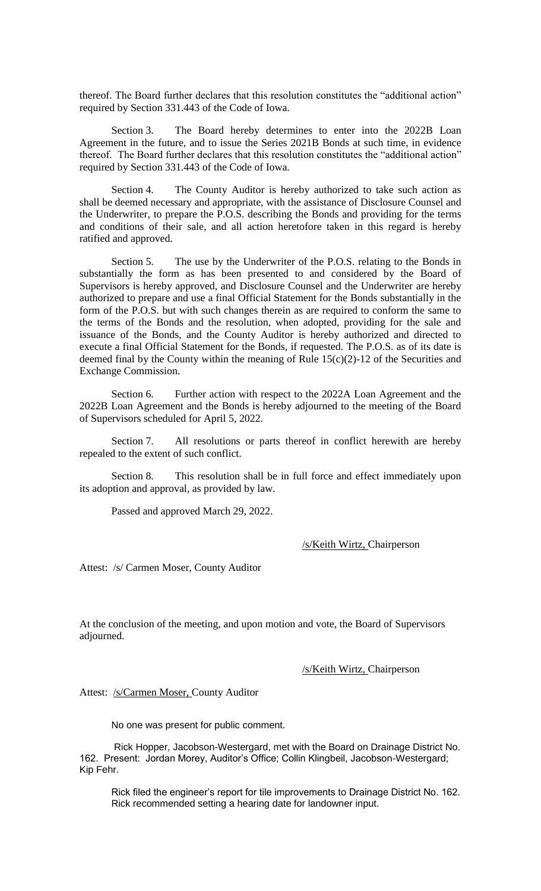thereof. The Board further declares that this resolution constitutes the "additional action" required by Section 331.443 of the Code of Iowa.

Section 3. The Board hereby determines to enter into the 2022B Loan Agreement in the future, and to issue the Series 2021B Bonds at such time, in evidence thereof. The Board further declares that this resolution constitutes the "additional action" required by Section 331.443 of the Code of Iowa.

Section 4. The County Auditor is hereby authorized to take such action as shall be deemed necessary and appropriate, with the assistance of Disclosure Counsel and the Underwriter, to prepare the P.O.S. describing the Bonds and providing for the terms and conditions of their sale, and all action heretofore taken in this regard is hereby ratified and approved.

Section 5. The use by the Underwriter of the P.O.S. relating to the Bonds in substantially the form as has been presented to and considered by the Board of Supervisors is hereby approved, and Disclosure Counsel and the Underwriter are hereby authorized to prepare and use a final Official Statement for the Bonds substantially in the form of the P.O.S. but with such changes therein as are required to conform the same to the terms of the Bonds and the resolution, when adopted, providing for the sale and issuance of the Bonds, and the County Auditor is hereby authorized and directed to execute a final Official Statement for the Bonds, if requested. The P.O.S. as of its date is deemed final by the County within the meaning of Rule 15(c)(2)-12 of the Securities and Exchange Commission.

Section 6. Further action with respect to the 2022A Loan Agreement and the 2022B Loan Agreement and the Bonds is hereby adjourned to the meeting of the Board of Supervisors scheduled for April 5, 2022.

Section 7. All resolutions or parts thereof in conflict herewith are hereby repealed to the extent of such conflict.

Section 8. This resolution shall be in full force and effect immediately upon its adoption and approval, as provided by law.

Passed and approved March 29, 2022.

/s/Keith Wirtz, Chairperson

Attest: /s/ Carmen Moser, County Auditor

At the conclusion of the meeting, and upon motion and vote, the Board of Supervisors adjourned.

/s/Keith Wirtz, Chairperson

Attest: /s/Carmen Moser, County Auditor

No one was present for public comment.

Rick Hopper, Jacobson-Westergard, met with the Board on Drainage District No. 162. Present: Jordan Morey, Auditor's Office; Collin Klingbeil, Jacobson-Westergard; Kip Fehr.

Rick filed the engineer's report for tile improvements to Drainage District No. 162. Rick recommended setting a hearing date for landowner input.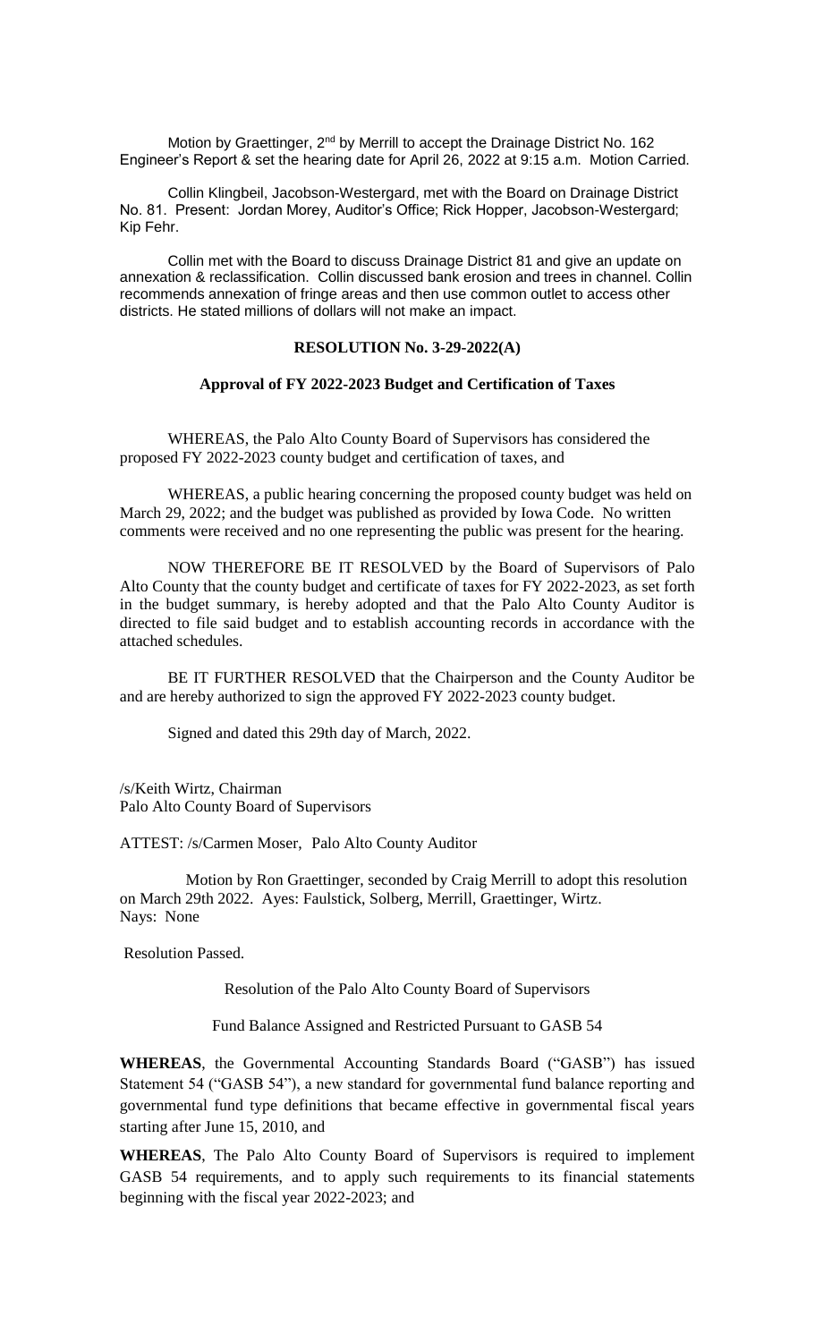Motion by Graettinger, 2nd by Merrill to accept the Drainage District No. 162 Engineer's Report & set the hearing date for April 26, 2022 at 9:15 a.m. Motion Carried.

Collin Klingbeil, Jacobson-Westergard, met with the Board on Drainage District No. 81. Present: Jordan Morey, Auditor's Office; Rick Hopper, Jacobson-Westergard; Kip Fehr.

Collin met with the Board to discuss Drainage District 81 and give an update on annexation & reclassification. Collin discussed bank erosion and trees in channel. Collin recommends annexation of fringe areas and then use common outlet to access other districts. He stated millions of dollars will not make an impact.

**RESOLUTION No. 3-29-2022(A)**

**Approval of FY 2022-2023 Budget and Certification of Taxes**

WHEREAS, the Palo Alto County Board of Supervisors has considered the proposed FY 2022-2023 county budget and certification of taxes, and

WHEREAS, a public hearing concerning the proposed county budget was held on March 29, 2022; and the budget was published as provided by Iowa Code. No written comments were received and no one representing the public was present for the hearing.

NOW THEREFORE BE IT RESOLVED by the Board of Supervisors of Palo Alto County that the county budget and certificate of taxes for FY 2022-2023, as set forth in the budget summary, is hereby adopted and that the Palo Alto County Auditor is directed to file said budget and to establish accounting records in accordance with the attached schedules.

BE IT FURTHER RESOLVED that the Chairperson and the County Auditor be and are hereby authorized to sign the approved FY 2022-2023 county budget.

Signed and dated this 29th day of March, 2022.

/s/Keith Wirtz, Chairman
Palo Alto County Board of Supervisors

ATTEST: /s/Carmen Moser, Palo Alto County Auditor

Motion by Ron Graettinger, seconded by Craig Merrill to adopt this resolution on March 29th 2022. Ayes: Faulstick, Solberg, Merrill, Graettinger, Wirtz. Nays: None

Resolution Passed.

Resolution of the Palo Alto County Board of Supervisors

Fund Balance Assigned and Restricted Pursuant to GASB 54

**WHEREAS**, the Governmental Accounting Standards Board ("GASB") has issued Statement 54 ("GASB 54"), a new standard for governmental fund balance reporting and governmental fund type definitions that became effective in governmental fiscal years starting after June 15, 2010, and

**WHEREAS**, The Palo Alto County Board of Supervisors is required to implement GASB 54 requirements, and to apply such requirements to its financial statements beginning with the fiscal year 2022-2023; and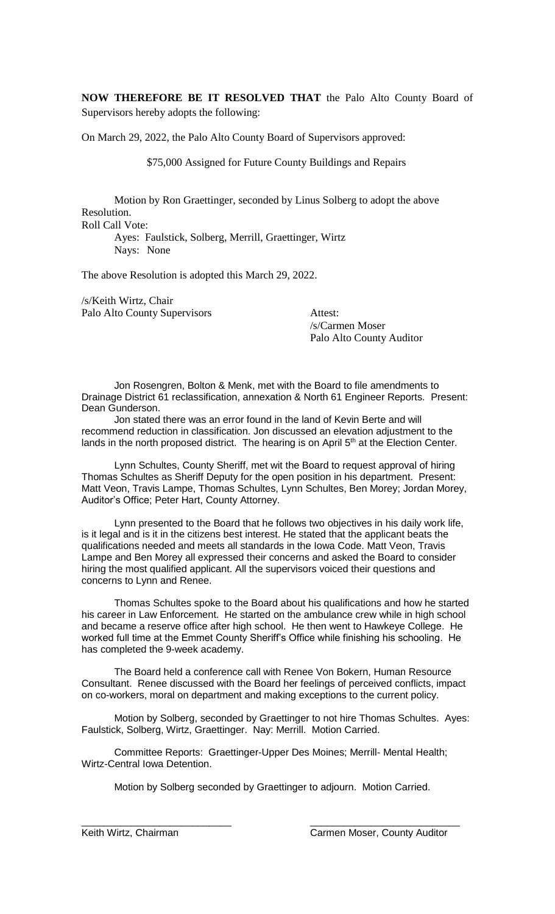**NOW THEREFORE BE IT RESOLVED THAT** the Palo Alto County Board of Supervisors hereby adopts the following:

On March 29, 2022, the Palo Alto County Board of Supervisors approved:

$75,000 Assigned for Future County Buildings and Repairs

Motion by Ron Graettinger, seconded by Linus Solberg to adopt the above Resolution.
Roll Call Vote:
Ayes: Faulstick, Solberg, Merrill, Graettinger, Wirtz
Nays: None

The above Resolution is adopted this March 29, 2022.

/s/Keith Wirtz, Chair
Palo Alto County Supervisors

Attest:
/s/Carmen Moser
Palo Alto County Auditor

Jon Rosengren, Bolton & Menk, met with the Board to file amendments to Drainage District 61 reclassification, annexation & North 61 Engineer Reports. Present: Dean Gunderson.

Jon stated there was an error found in the land of Kevin Berte and will recommend reduction in classification. Jon discussed an elevation adjustment to the lands in the north proposed district. The hearing is on April 5th at the Election Center.

Lynn Schultes, County Sheriff, met wit the Board to request approval of hiring Thomas Schultes as Sheriff Deputy for the open position in his department. Present: Matt Veon, Travis Lampe, Thomas Schultes, Lynn Schultes, Ben Morey; Jordan Morey, Auditor's Office; Peter Hart, County Attorney.

Lynn presented to the Board that he follows two objectives in his daily work life, is it legal and is it in the citizens best interest. He stated that the applicant beats the qualifications needed and meets all standards in the Iowa Code. Matt Veon, Travis Lampe and Ben Morey all expressed their concerns and asked the Board to consider hiring the most qualified applicant. All the supervisors voiced their questions and concerns to Lynn and Renee.

Thomas Schultes spoke to the Board about his qualifications and how he started his career in Law Enforcement. He started on the ambulance crew while in high school and became a reserve office after high school. He then went to Hawkeye College. He worked full time at the Emmet County Sheriff's Office while finishing his schooling. He has completed the 9-week academy.

The Board held a conference call with Renee Von Bokern, Human Resource Consultant. Renee discussed with the Board her feelings of perceived conflicts, impact on co-workers, moral on department and making exceptions to the current policy.

Motion by Solberg, seconded by Graettinger to not hire Thomas Schultes. Ayes: Faulstick, Solberg, Wirtz, Graettinger. Nay: Merrill. Motion Carried.

Committee Reports: Graettinger-Upper Des Moines; Merrill- Mental Health; Wirtz-Central Iowa Detention.

Motion by Solberg seconded by Graettinger to adjourn. Motion Carried.

\_\_\_\_\_\_\_\_\_\_\_\_\_\_\_\_\_\_\_\_\_\_\_\_\_\_\_
Keith Wirtz, Chairman

\_\_\_\_\_\_\_\_\_\_\_\_\_\_\_\_\_\_\_\_\_\_\_\_\_\_\_
Carmen Moser, County Auditor